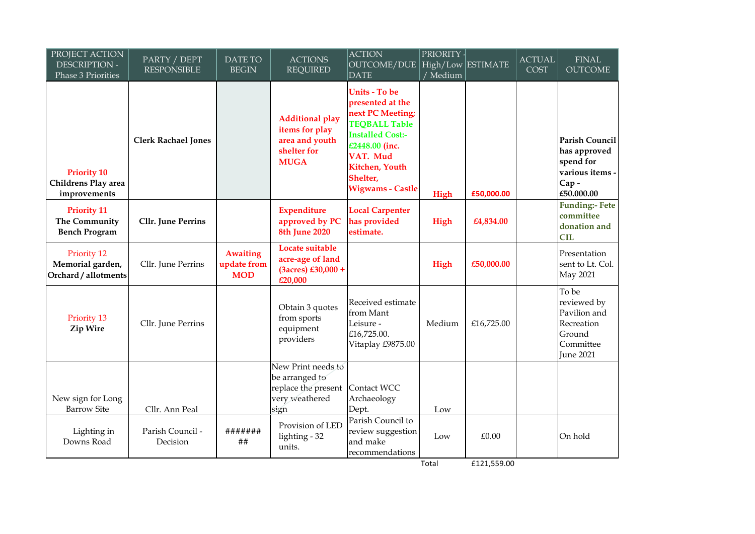| PROJECT ACTION DESCRIPTION - Phase 3 Priorities | PARTY / DEPT RESPONSIBLE | DATE TO BEGIN | ACTIONS REQUIRED | ACTION OUTCOME/DUE DATE | PRIORITY - High/Low / Medium | ESTIMATE | ACTUAL COST | FINAL OUTCOME |
|---|---|---|---|---|---|---|---|---|
| **Priority 10** **Childrens Play area improvements** | **Clerk Rachael Jones** | | **Additional play items for play area and youth shelter for MUGA** | **Units - To be presented at the next PC Meeting; TEQBALL Table Installed Cost:- £2448.00 (inc. VAT. Mud Kitchen, Youth Shelter, Wigwams - Castle** | **High** | **£50,000.00** | | **Parish Council has approved spend for various items - Cap - £50.000.00** |
| **Priority 11** **The Community Bench Program** | **Cllr. June Perrins** | | **Expenditure approved by PC 8th June 2020** | **Local Carpenter has provided estimate.** | **High** | **£4,834.00** | | **Funding:- Fete committee donation and CIL** |
| Priority 12 **Memorial garden, Orchard / allotments** | Cllr. June Perrins | **Awaiting update from MOD** | **Locate suitable acre-age of land (3acres) £30,000 + £20,000** | | **High** | **£50,000.00** | | Presentation sent to Lt. Col. May 2021 |
| Priority 13 **Zip Wire** | Cllr. June Perrins | | Obtain 3 quotes from sports equipment providers | Received estimate from Mant Leisure - £16,725.00. Vitaplay £9875.00 | Medium | £16,725.00 | | To be reviewed by Pavilion and Recreation Ground Committee June 2021 |
| New sign for Long Barrow Site | Cllr. Ann Peal | | New Print needs to be arranged to replace the present very weathered sign | Contact WCC Archaeology Dept. | Low | | | |
| Lighting in Downs Road | Parish Council - Decision | ######### | Provision of LED lighting - 32 units. | Parish Council to review suggestion and make recommendations | Low | £0.00 | | On hold |
| | | | | | Total | £121,559.00 | | |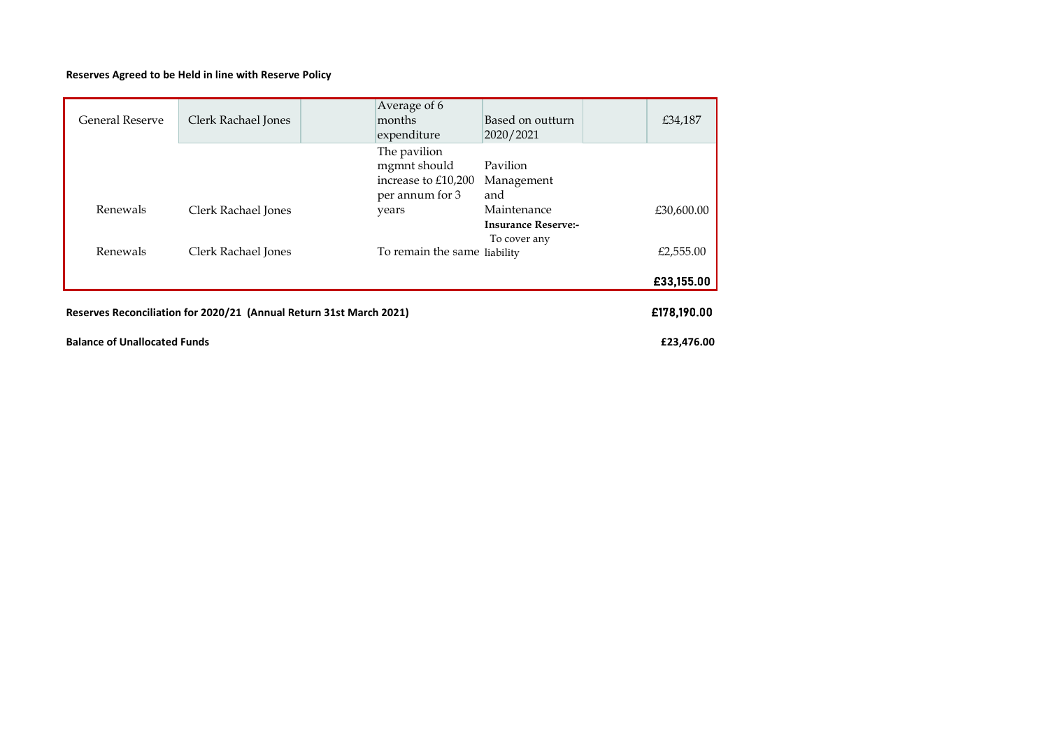**Reserves Agreed to be Held in line with Reserve Policy**

| | | | | | | |
|---|---|---|---|---|---|---|
| General Reserve | Clerk Rachael Jones | | Average of 6 months expenditure | Based on outturn 2020/2021 | | £34,187 |
| Renewals | Clerk Rachael Jones | | The pavilion mgmnt should increase to £10,200 per annum for 3 years | Pavilion Management and Maintenance | | £30,600.00 |
| Renewals | Clerk Rachael Jones | | To remain the same | **Insurance Reserve:-** To cover any liability | | £2,555.00 |
| | | | | | | **£33,155.00** |

**Reserves Reconciliation for 2020/21 (Annual Return 31st March 2021)** **£178,190.00**

**Balance of Unallocated Funds** **£23,476.00**